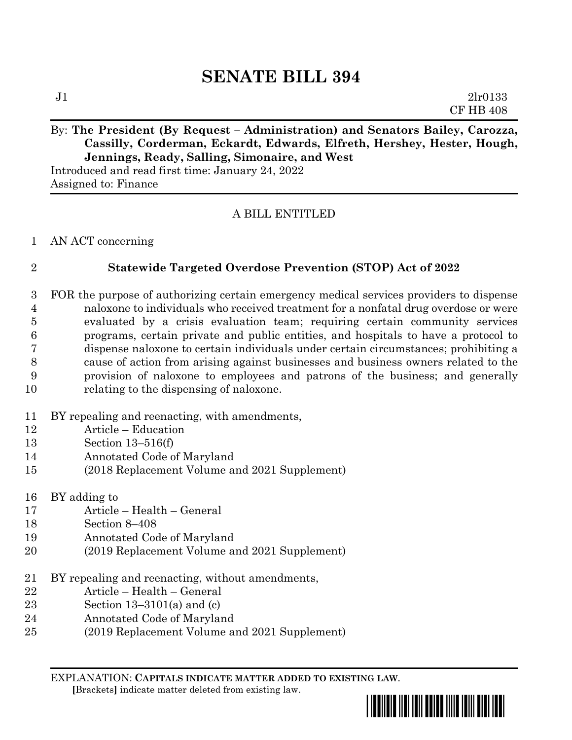# SENATE BILL 394

J1 2lr0133
CF HB 408

By: **The President (By Request – Administration) and Senators Bailey, Carozza, Cassilly, Corderman, Eckardt, Edwards, Elfreth, Hershey, Hester, Hough, Jennings, Ready, Salling, Simonaire, and West**
Introduced and read first time: January 24, 2022
Assigned to: Finance

A BILL ENTITLED

1 AN ACT concerning

2 **Statewide Targeted Overdose Prevention (STOP) Act of 2022**

3 FOR the purpose of authorizing certain emergency medical services providers to dispense
4 naloxone to individuals who received treatment for a nonfatal drug overdose or were
5 evaluated by a crisis evaluation team; requiring certain community services
6 programs, certain private and public entities, and hospitals to have a protocol to
7 dispense naloxone to certain individuals under certain circumstances; prohibiting a
8 cause of action from arising against businesses and business owners related to the
9 provision of naloxone to employees and patrons of the business; and generally
10 relating to the dispensing of naloxone.

11 BY repealing and reenacting, with amendments,
12 Article – Education
13 Section 13–516(f)
14 Annotated Code of Maryland
15 (2018 Replacement Volume and 2021 Supplement)

16 BY adding to
17 Article – Health – General
18 Section 8–408
19 Annotated Code of Maryland
20 (2019 Replacement Volume and 2021 Supplement)

21 BY repealing and reenacting, without amendments,
22 Article – Health – General
23 Section 13–3101(a) and (c)
24 Annotated Code of Maryland
25 (2019 Replacement Volume and 2021 Supplement)

EXPLANATION: **CAPITALS INDICATE MATTER ADDED TO EXISTING LAW.**
**[**Brackets**]** indicate matter deleted from existing law.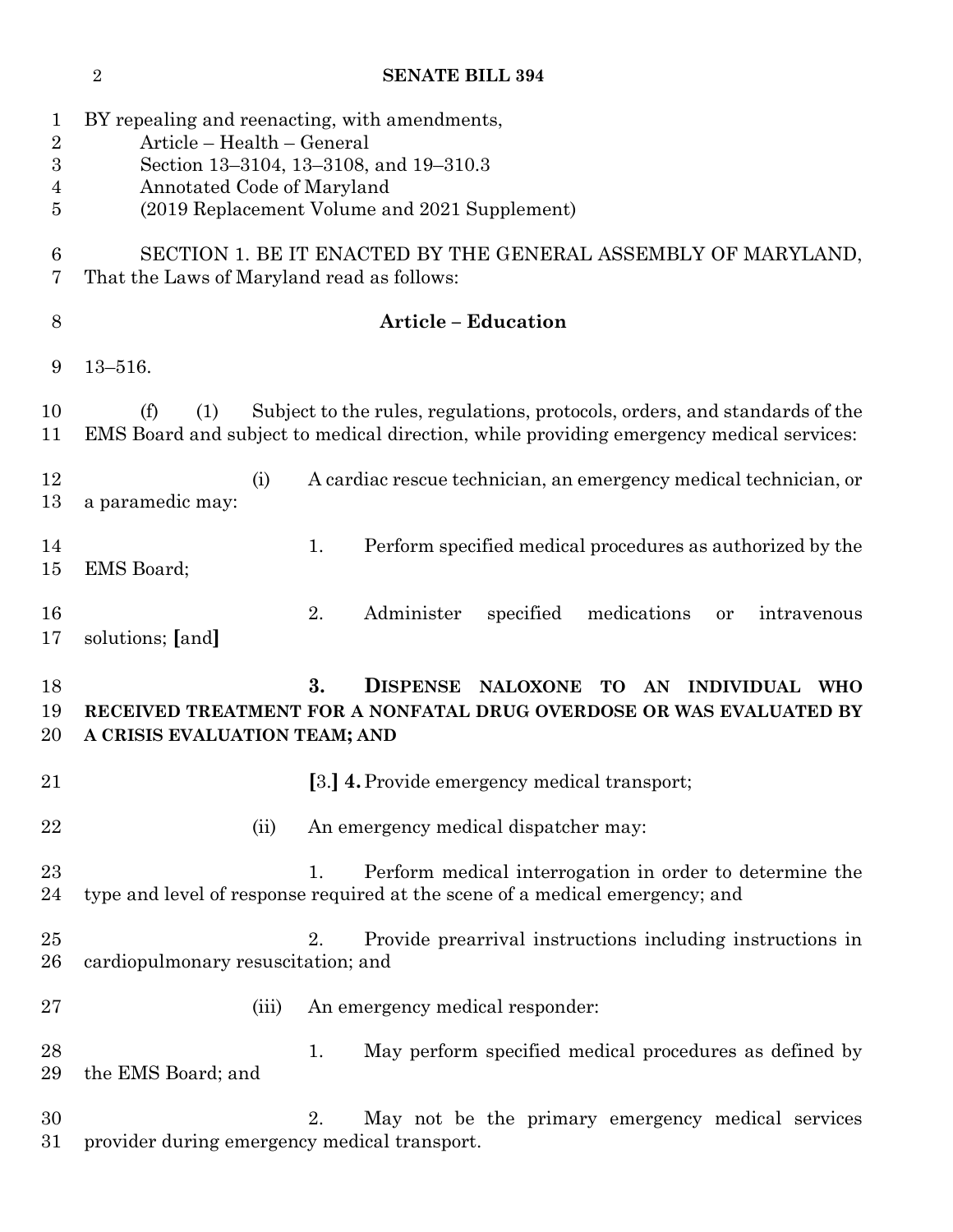BY repealing and reenacting, with amendments,
Article – Health – General
Section 13–3104, 13–3108, and 19–310.3
Annotated Code of Maryland
(2019 Replacement Volume and 2021 Supplement)

SECTION 1. BE IT ENACTED BY THE GENERAL ASSEMBLY OF MARYLAND, That the Laws of Maryland read as follows:

**Article – Education**

13–516.

(f) (1) Subject to the rules, regulations, protocols, orders, and standards of the EMS Board and subject to medical direction, while providing emergency medical services:

(i) A cardiac rescue technician, an emergency medical technician, or a paramedic may:

1. Perform specified medical procedures as authorized by the EMS Board;

2. Administer specified medications or intravenous solutions; [and]

**3. DISPENSE NALOXONE TO AN INDIVIDUAL WHO RECEIVED TREATMENT FOR A NONFATAL DRUG OVERDOSE OR WAS EVALUATED BY A CRISIS EVALUATION TEAM; AND**

[3.] **4.** Provide emergency medical transport;

(ii) An emergency medical dispatcher may:

1. Perform medical interrogation in order to determine the type and level of response required at the scene of a medical emergency; and

2. Provide prearrival instructions including instructions in cardiopulmonary resuscitation; and

(iii) An emergency medical responder:

1. May perform specified medical procedures as defined by the EMS Board; and

2. May not be the primary emergency medical services provider during emergency medical transport.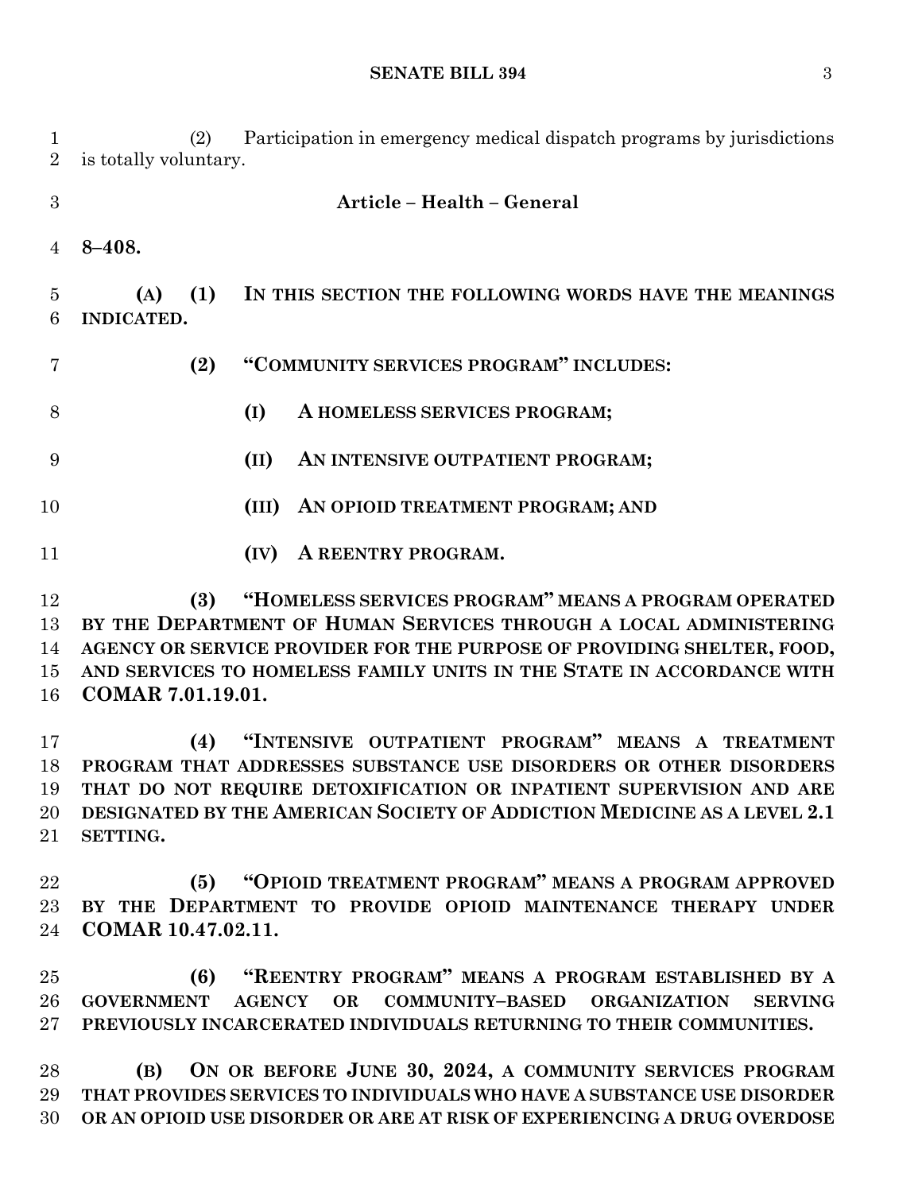(2) Participation in emergency medical dispatch programs by jurisdictions is totally voluntary.

**Article – Health – General**

**8–408.**

**(A) (1) IN THIS SECTION THE FOLLOWING WORDS HAVE THE MEANINGS INDICATED.**

**(2) "COMMUNITY SERVICES PROGRAM" INCLUDES:**

**(I) A HOMELESS SERVICES PROGRAM;**

**(II) AN INTENSIVE OUTPATIENT PROGRAM;**

**(III) AN OPIOID TREATMENT PROGRAM; AND**

**(IV) A REENTRY PROGRAM.**

**(3) "HOMELESS SERVICES PROGRAM" MEANS A PROGRAM OPERATED BY THE DEPARTMENT OF HUMAN SERVICES THROUGH A LOCAL ADMINISTERING AGENCY OR SERVICE PROVIDER FOR THE PURPOSE OF PROVIDING SHELTER, FOOD, AND SERVICES TO HOMELESS FAMILY UNITS IN THE STATE IN ACCORDANCE WITH COMAR 7.01.19.01.**

**(4) "INTENSIVE OUTPATIENT PROGRAM" MEANS A TREATMENT PROGRAM THAT ADDRESSES SUBSTANCE USE DISORDERS OR OTHER DISORDERS THAT DO NOT REQUIRE DETOXIFICATION OR INPATIENT SUPERVISION AND ARE DESIGNATED BY THE AMERICAN SOCIETY OF ADDICTION MEDICINE AS A LEVEL 2.1 SETTING.**

**(5) "OPIOID TREATMENT PROGRAM" MEANS A PROGRAM APPROVED BY THE DEPARTMENT TO PROVIDE OPIOID MAINTENANCE THERAPY UNDER COMAR 10.47.02.11.**

**(6) "REENTRY PROGRAM" MEANS A PROGRAM ESTABLISHED BY A GOVERNMENT AGENCY OR COMMUNITY–BASED ORGANIZATION SERVING PREVIOUSLY INCARCERATED INDIVIDUALS RETURNING TO THEIR COMMUNITIES.**

**(B) ON OR BEFORE JUNE 30, 2024, A COMMUNITY SERVICES PROGRAM THAT PROVIDES SERVICES TO INDIVIDUALS WHO HAVE A SUBSTANCE USE DISORDER OR AN OPIOID USE DISORDER OR ARE AT RISK OF EXPERIENCING A DRUG OVERDOSE**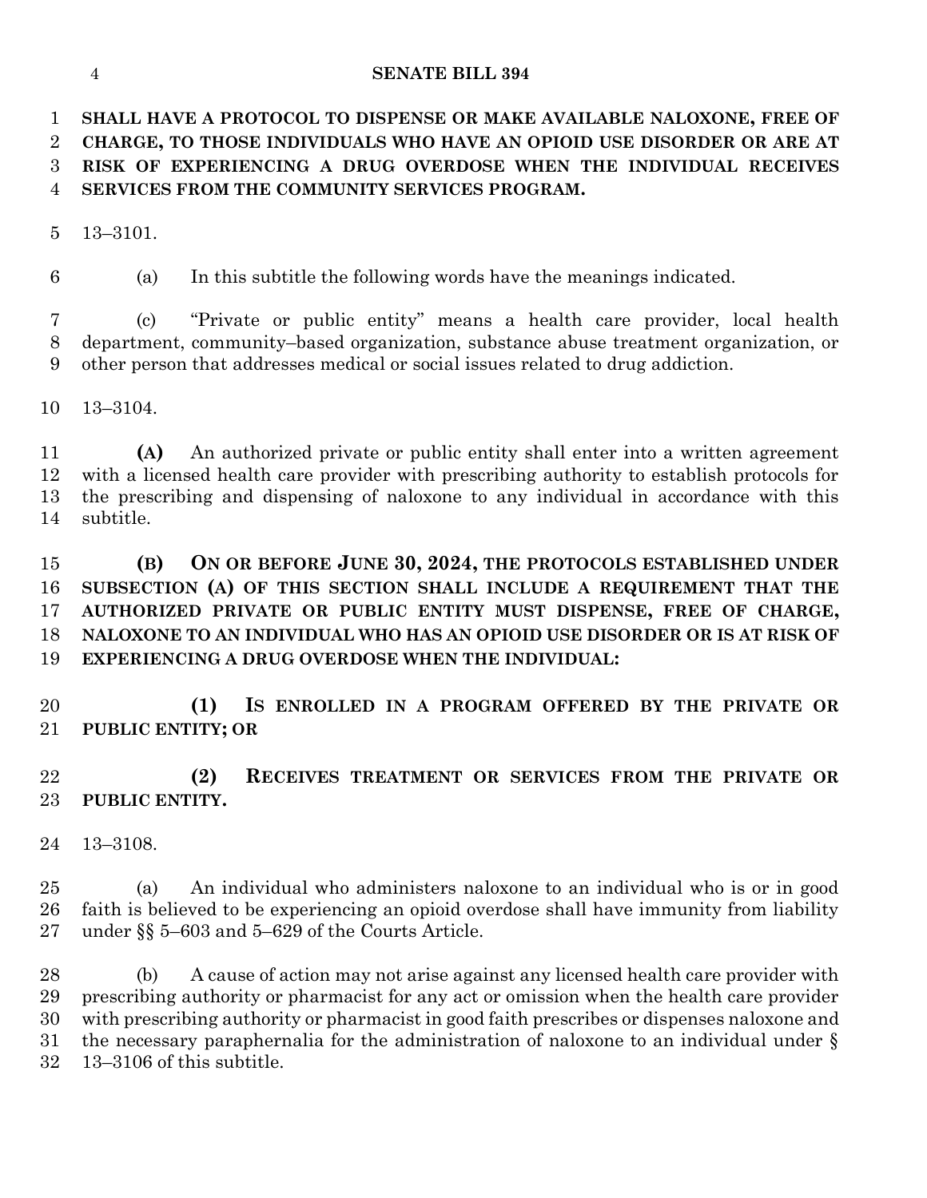**SHALL HAVE A PROTOCOL TO DISPENSE OR MAKE AVAILABLE NALOXONE, FREE OF CHARGE, TO THOSE INDIVIDUALS WHO HAVE AN OPIOID USE DISORDER OR ARE AT RISK OF EXPERIENCING A DRUG OVERDOSE WHEN THE INDIVIDUAL RECEIVES SERVICES FROM THE COMMUNITY SERVICES PROGRAM.**

13–3101.

(a) In this subtitle the following words have the meanings indicated.

(c) "Private or public entity" means a health care provider, local health department, community–based organization, substance abuse treatment organization, or other person that addresses medical or social issues related to drug addiction.

13–3104.

**(A)** An authorized private or public entity shall enter into a written agreement with a licensed health care provider with prescribing authority to establish protocols for the prescribing and dispensing of naloxone to any individual in accordance with this subtitle.

**(B) ON OR BEFORE JUNE 30, 2024, THE PROTOCOLS ESTABLISHED UNDER SUBSECTION (A) OF THIS SECTION SHALL INCLUDE A REQUIREMENT THAT THE AUTHORIZED PRIVATE OR PUBLIC ENTITY MUST DISPENSE, FREE OF CHARGE, NALOXONE TO AN INDIVIDUAL WHO HAS AN OPIOID USE DISORDER OR IS AT RISK OF EXPERIENCING A DRUG OVERDOSE WHEN THE INDIVIDUAL:**

**(1) IS ENROLLED IN A PROGRAM OFFERED BY THE PRIVATE OR PUBLIC ENTITY; OR**

**(2) RECEIVES TREATMENT OR SERVICES FROM THE PRIVATE OR PUBLIC ENTITY.**

13–3108.

(a) An individual who administers naloxone to an individual who is or in good faith is believed to be experiencing an opioid overdose shall have immunity from liability under §§ 5–603 and 5–629 of the Courts Article.

(b) A cause of action may not arise against any licensed health care provider with prescribing authority or pharmacist for any act or omission when the health care provider with prescribing authority or pharmacist in good faith prescribes or dispenses naloxone and the necessary paraphernalia for the administration of naloxone to an individual under § 13–3106 of this subtitle.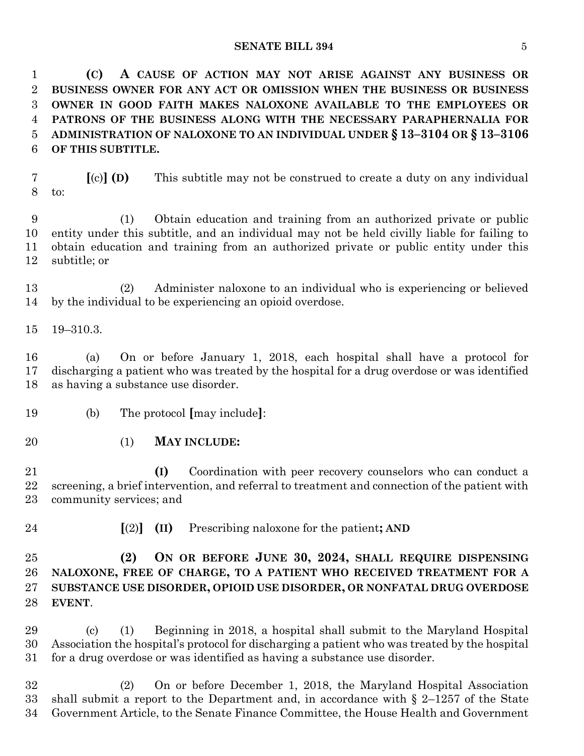**(C) A CAUSE OF ACTION MAY NOT ARISE AGAINST ANY BUSINESS OR BUSINESS OWNER FOR ANY ACT OR OMISSION WHEN THE BUSINESS OR BUSINESS OWNER IN GOOD FAITH MAKES NALOXONE AVAILABLE TO THE EMPLOYEES OR PATRONS OF THE BUSINESS ALONG WITH THE NECESSARY PARAPHERNALIA FOR ADMINISTRATION OF NALOXONE TO AN INDIVIDUAL UNDER § 13–3104 OR § 13–3106 OF THIS SUBTITLE.**

[(c)] **(D)** This subtitle may not be construed to create a duty on any individual to:

(1) Obtain education and training from an authorized private or public entity under this subtitle, and an individual may not be held civilly liable for failing to obtain education and training from an authorized private or public entity under this subtitle; or

(2) Administer naloxone to an individual who is experiencing or believed by the individual to be experiencing an opioid overdose.

19–310.3.

(a) On or before January 1, 2018, each hospital shall have a protocol for discharging a patient who was treated by the hospital for a drug overdose or was identified as having a substance use disorder.

(b) The protocol [may include]:

(1) **MAY INCLUDE:**

**(I)** Coordination with peer recovery counselors who can conduct a screening, a brief intervention, and referral to treatment and connection of the patient with community services; and

[(2)] **(II)** Prescribing naloxone for the patient**; AND**

**(2) ON OR BEFORE JUNE 30, 2024, SHALL REQUIRE DISPENSING NALOXONE, FREE OF CHARGE, TO A PATIENT WHO RECEIVED TREATMENT FOR A SUBSTANCE USE DISORDER, OPIOID USE DISORDER, OR NONFATAL DRUG OVERDOSE EVENT**.

(c) (1) Beginning in 2018, a hospital shall submit to the Maryland Hospital Association the hospital's protocol for discharging a patient who was treated by the hospital for a drug overdose or was identified as having a substance use disorder.

(2) On or before December 1, 2018, the Maryland Hospital Association shall submit a report to the Department and, in accordance with § 2–1257 of the State Government Article, to the Senate Finance Committee, the House Health and Government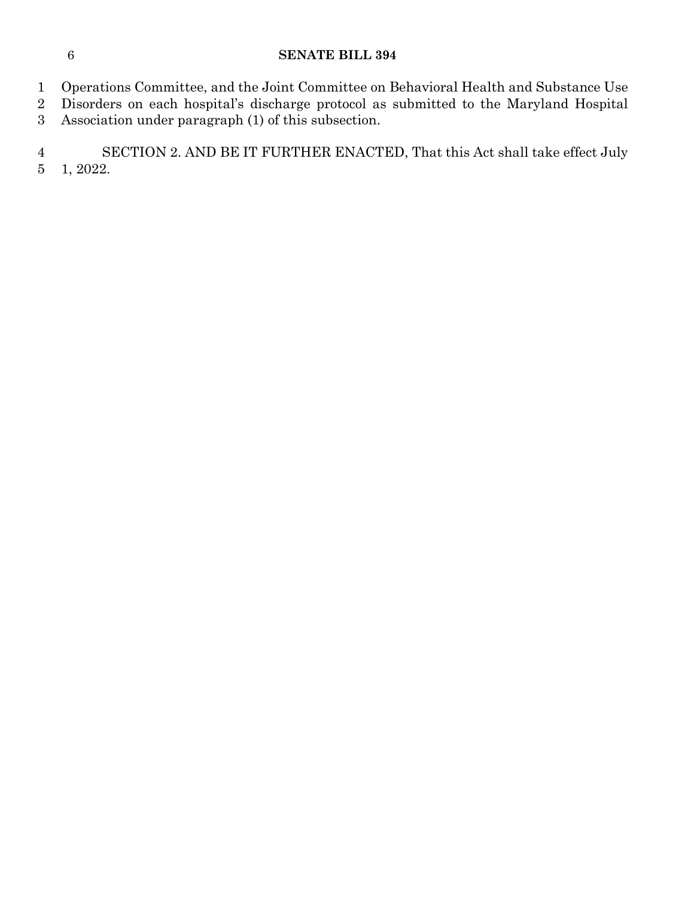Operations Committee, and the Joint Committee on Behavioral Health and Substance Use Disorders on each hospital's discharge protocol as submitted to the Maryland Hospital Association under paragraph (1) of this subsection.

SECTION 2. AND BE IT FURTHER ENACTED, That this Act shall take effect July 1, 2022.